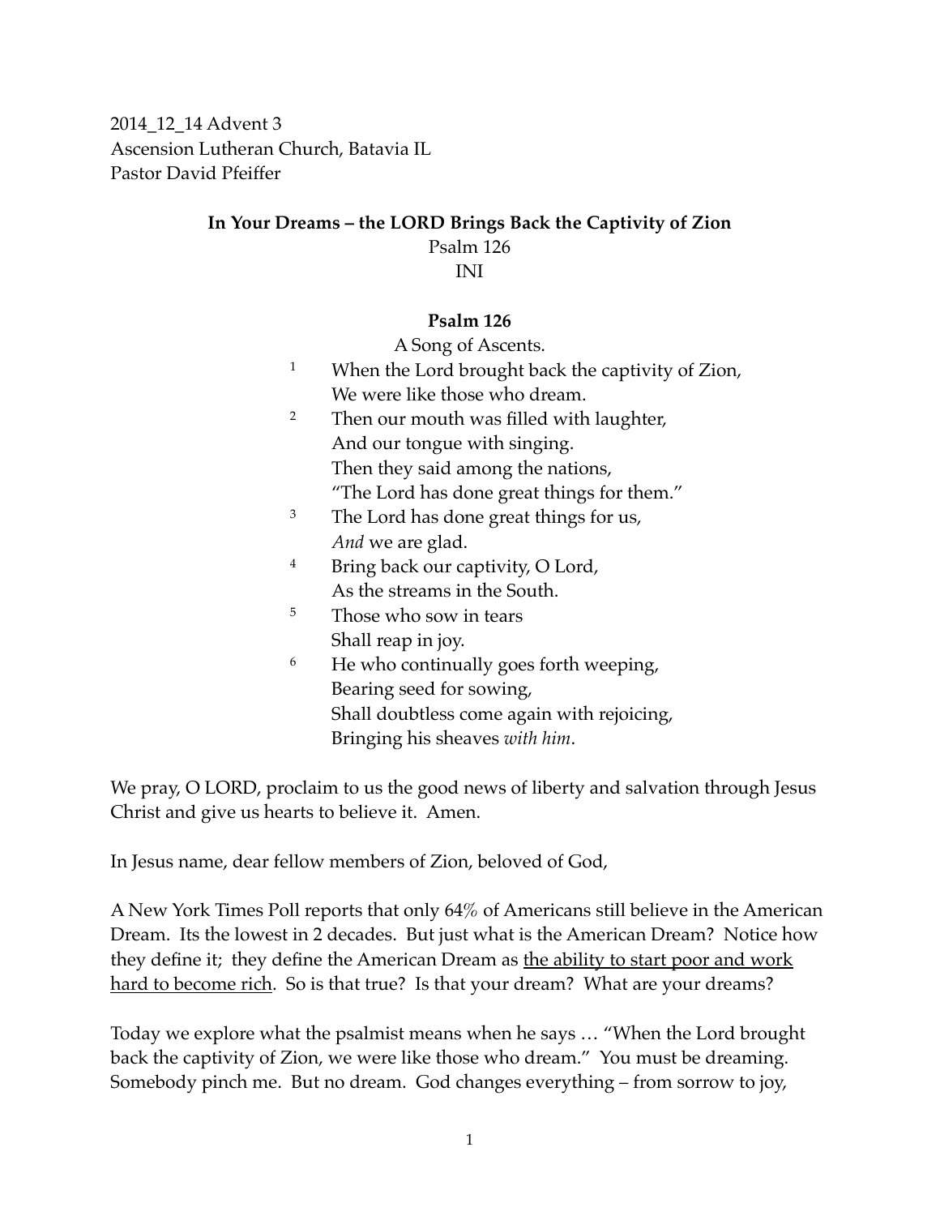2014_12_14 Advent 3
Ascension Lutheran Church, Batavia IL
Pastor David Pfeiffer

**In Your Dreams – the LORD Brings Back the Captivity of Zion**

Psalm 126

INI

**Psalm 126**

A Song of Ascents.

1 When the Lord brought back the captivity of Zion,
We were like those who dream.

2 Then our mouth was filled with laughter,
And our tongue with singing.
Then they said among the nations,
"The Lord has done great things for them."

3 The Lord has done great things for us,
*And* we are glad.

4 Bring back our captivity, O Lord,
As the streams in the South.

5 Those who sow in tears
Shall reap in joy.

6 He who continually goes forth weeping,
Bearing seed for sowing,
Shall doubtless come again with rejoicing,
Bringing his sheaves *with him*.

We pray, O LORD, proclaim to us the good news of liberty and salvation through Jesus Christ and give us hearts to believe it. Amen.

In Jesus name, dear fellow members of Zion, beloved of God,

A New York Times Poll reports that only 64% of Americans still believe in the American Dream. Its the lowest in 2 decades. But just what is the American Dream? Notice how they define it; they define the American Dream as <u>the ability to start poor and work hard to become rich</u>. So is that true? Is that your dream? What are your dreams?

Today we explore what the psalmist means when he says … "When the Lord brought back the captivity of Zion, we were like those who dream." You must be dreaming. Somebody pinch me. But no dream. God changes everything – from sorrow to joy,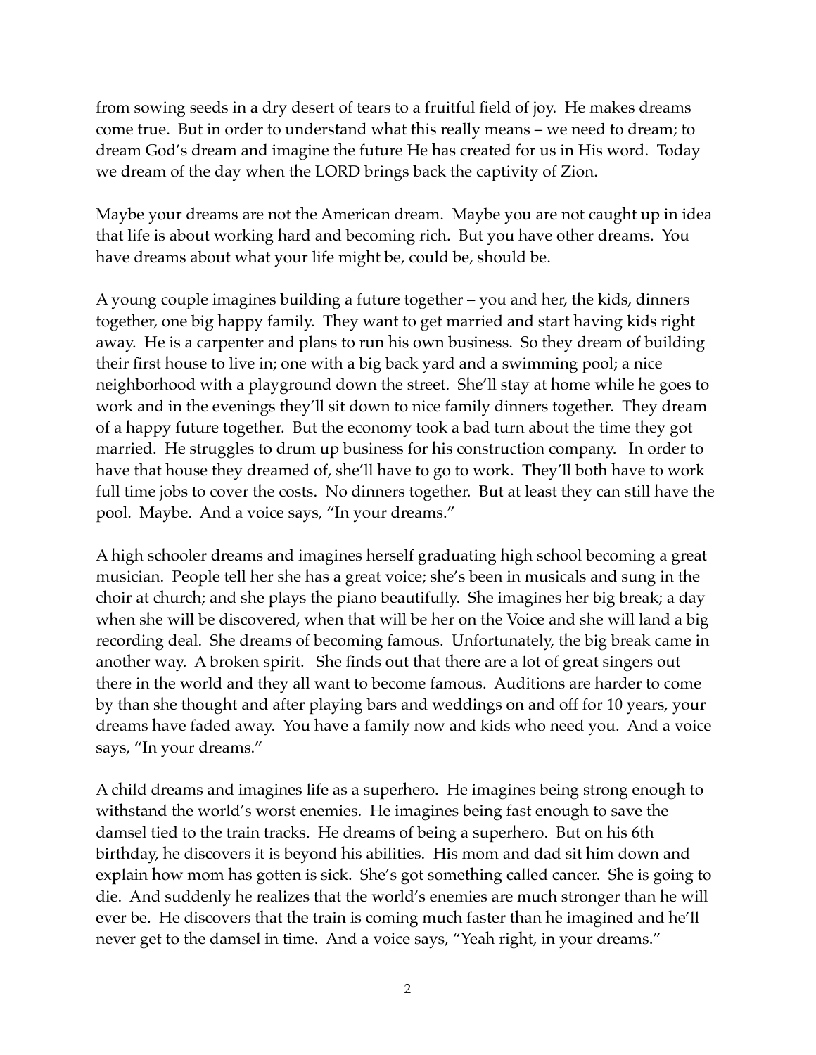from sowing seeds in a dry desert of tears to a fruitful field of joy. He makes dreams come true. But in order to understand what this really means – we need to dream; to dream God's dream and imagine the future He has created for us in His word. Today we dream of the day when the LORD brings back the captivity of Zion.

Maybe your dreams are not the American dream. Maybe you are not caught up in idea that life is about working hard and becoming rich. But you have other dreams. You have dreams about what your life might be, could be, should be.

A young couple imagines building a future together – you and her, the kids, dinners together, one big happy family. They want to get married and start having kids right away. He is a carpenter and plans to run his own business. So they dream of building their first house to live in; one with a big back yard and a swimming pool; a nice neighborhood with a playground down the street. She'll stay at home while he goes to work and in the evenings they'll sit down to nice family dinners together. They dream of a happy future together. But the economy took a bad turn about the time they got married. He struggles to drum up business for his construction company. In order to have that house they dreamed of, she'll have to go to work. They'll both have to work full time jobs to cover the costs. No dinners together. But at least they can still have the pool. Maybe. And a voice says, "In your dreams."

A high schooler dreams and imagines herself graduating high school becoming a great musician. People tell her she has a great voice; she's been in musicals and sung in the choir at church; and she plays the piano beautifully. She imagines her big break; a day when she will be discovered, when that will be her on the Voice and she will land a big recording deal. She dreams of becoming famous. Unfortunately, the big break came in another way. A broken spirit. She finds out that there are a lot of great singers out there in the world and they all want to become famous. Auditions are harder to come by than she thought and after playing bars and weddings on and off for 10 years, your dreams have faded away. You have a family now and kids who need you. And a voice says, "In your dreams."

A child dreams and imagines life as a superhero. He imagines being strong enough to withstand the world's worst enemies. He imagines being fast enough to save the damsel tied to the train tracks. He dreams of being a superhero. But on his 6th birthday, he discovers it is beyond his abilities. His mom and dad sit him down and explain how mom has gotten is sick. She's got something called cancer. She is going to die. And suddenly he realizes that the world's enemies are much stronger than he will ever be. He discovers that the train is coming much faster than he imagined and he'll never get to the damsel in time. And a voice says, "Yeah right, in your dreams."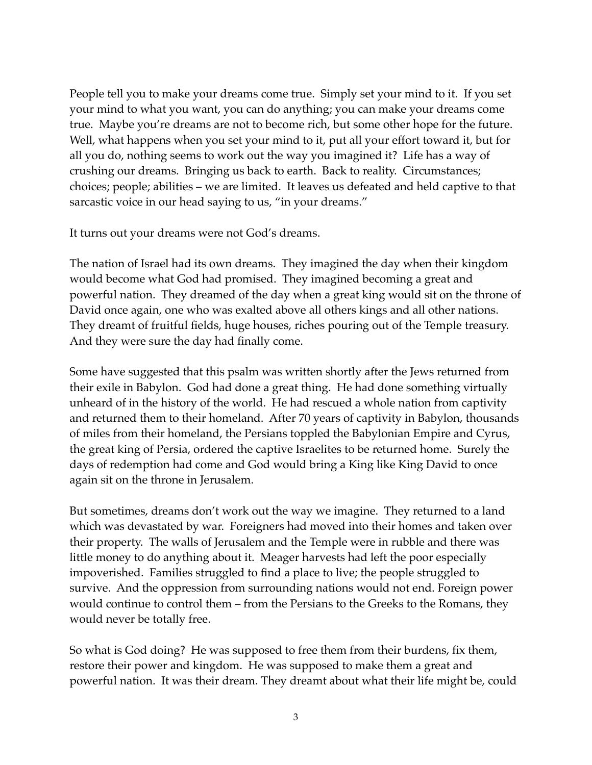People tell you to make your dreams come true. Simply set your mind to it. If you set your mind to what you want, you can do anything; you can make your dreams come true. Maybe you're dreams are not to become rich, but some other hope for the future. Well, what happens when you set your mind to it, put all your effort toward it, but for all you do, nothing seems to work out the way you imagined it? Life has a way of crushing our dreams. Bringing us back to earth. Back to reality. Circumstances; choices; people; abilities – we are limited. It leaves us defeated and held captive to that sarcastic voice in our head saying to us, "in your dreams."

It turns out your dreams were not God's dreams.

The nation of Israel had its own dreams. They imagined the day when their kingdom would become what God had promised. They imagined becoming a great and powerful nation. They dreamed of the day when a great king would sit on the throne of David once again, one who was exalted above all others kings and all other nations. They dreamt of fruitful fields, huge houses, riches pouring out of the Temple treasury. And they were sure the day had finally come.

Some have suggested that this psalm was written shortly after the Jews returned from their exile in Babylon. God had done a great thing. He had done something virtually unheard of in the history of the world. He had rescued a whole nation from captivity and returned them to their homeland. After 70 years of captivity in Babylon, thousands of miles from their homeland, the Persians toppled the Babylonian Empire and Cyrus, the great king of Persia, ordered the captive Israelites to be returned home. Surely the days of redemption had come and God would bring a King like King David to once again sit on the throne in Jerusalem.

But sometimes, dreams don't work out the way we imagine. They returned to a land which was devastated by war. Foreigners had moved into their homes and taken over their property. The walls of Jerusalem and the Temple were in rubble and there was little money to do anything about it. Meager harvests had left the poor especially impoverished. Families struggled to find a place to live; the people struggled to survive. And the oppression from surrounding nations would not end. Foreign power would continue to control them – from the Persians to the Greeks to the Romans, they would never be totally free.

So what is God doing? He was supposed to free them from their burdens, fix them, restore their power and kingdom. He was supposed to make them a great and powerful nation. It was their dream. They dreamt about what their life might be, could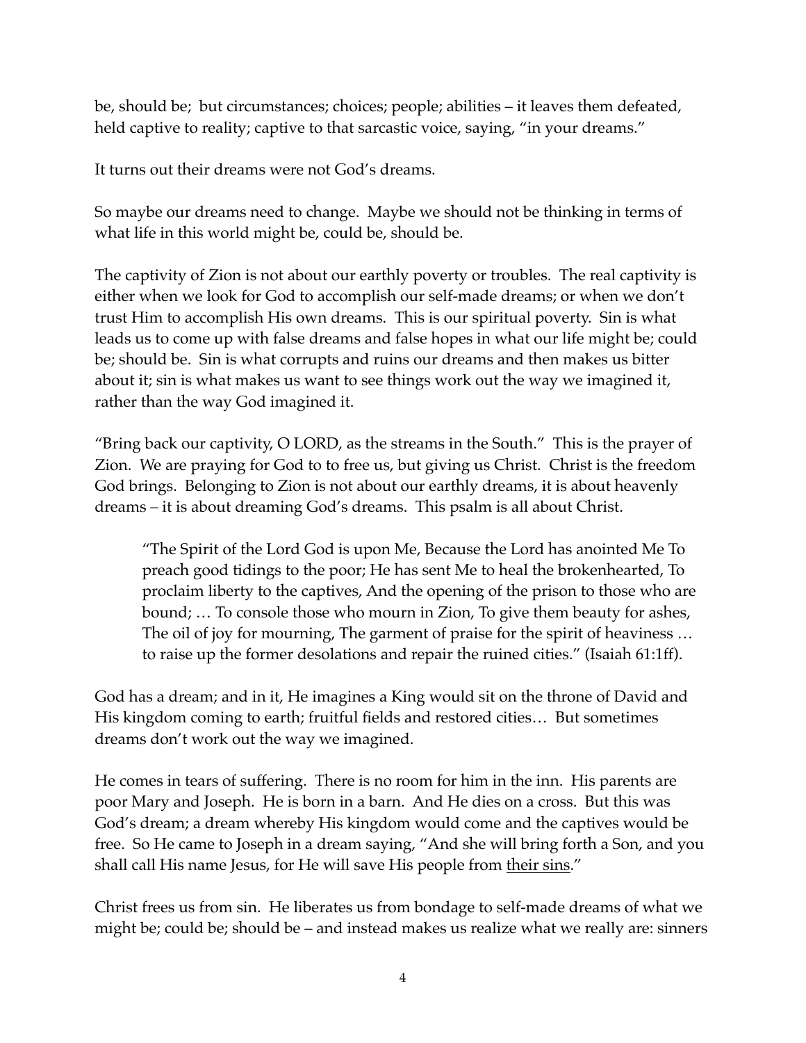be, should be; but circumstances; choices; people; abilities – it leaves them defeated, held captive to reality; captive to that sarcastic voice, saying, "in your dreams."

It turns out their dreams were not God's dreams.

So maybe our dreams need to change. Maybe we should not be thinking in terms of what life in this world might be, could be, should be.

The captivity of Zion is not about our earthly poverty or troubles. The real captivity is either when we look for God to accomplish our self-made dreams; or when we don't trust Him to accomplish His own dreams. This is our spiritual poverty. Sin is what leads us to come up with false dreams and false hopes in what our life might be; could be; should be. Sin is what corrupts and ruins our dreams and then makes us bitter about it; sin is what makes us want to see things work out the way we imagined it, rather than the way God imagined it.

"Bring back our captivity, O LORD, as the streams in the South." This is the prayer of Zion. We are praying for God to to free us, but giving us Christ. Christ is the freedom God brings. Belonging to Zion is not about our earthly dreams, it is about heavenly dreams – it is about dreaming God's dreams. This psalm is all about Christ.

> "The Spirit of the Lord God is upon Me, Because the Lord has anointed Me To preach good tidings to the poor; He has sent Me to heal the brokenhearted, To proclaim liberty to the captives, And the opening of the prison to those who are bound; … To console those who mourn in Zion, To give them beauty for ashes, The oil of joy for mourning, The garment of praise for the spirit of heaviness … to raise up the former desolations and repair the ruined cities." (Isaiah 61:1ff).

God has a dream; and in it, He imagines a King would sit on the throne of David and His kingdom coming to earth; fruitful fields and restored cities… But sometimes dreams don't work out the way we imagined.

He comes in tears of suffering. There is no room for him in the inn. His parents are poor Mary and Joseph. He is born in a barn. And He dies on a cross. But this was God's dream; a dream whereby His kingdom would come and the captives would be free. So He came to Joseph in a dream saying, "And she will bring forth a Son, and you shall call His name Jesus, for He will save His people from <u>their sins</u>."

Christ frees us from sin. He liberates us from bondage to self-made dreams of what we might be; could be; should be – and instead makes us realize what we really are: sinners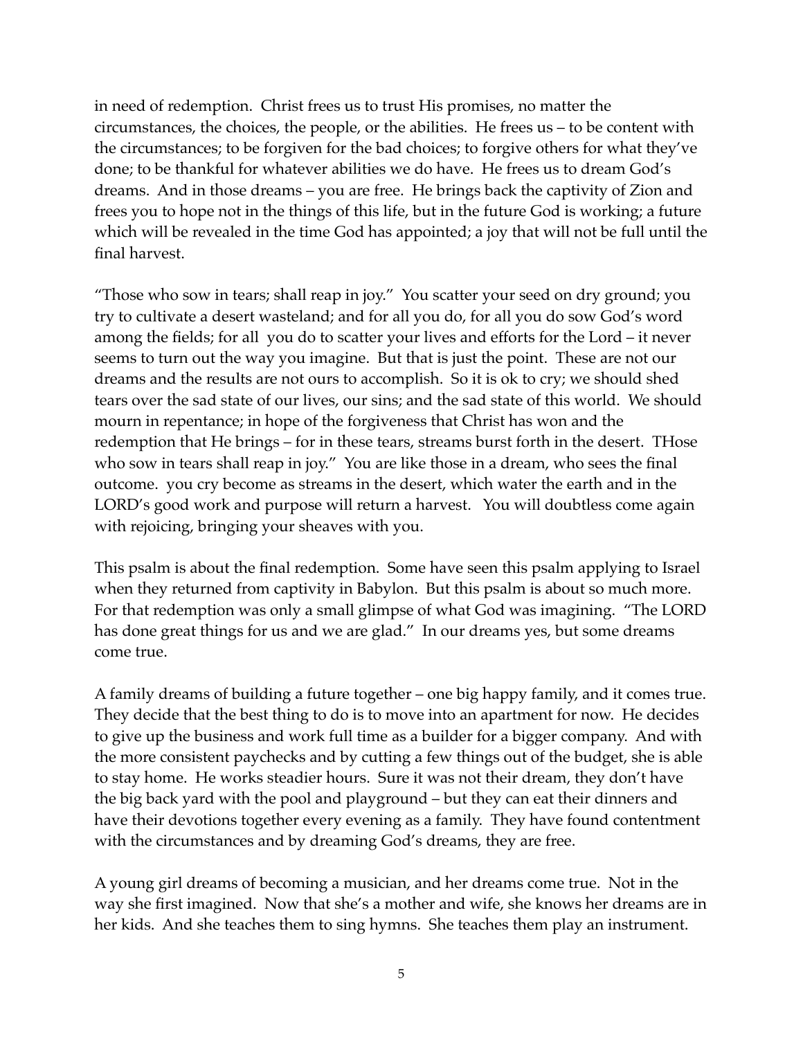in need of redemption. Christ frees us to trust His promises, no matter the circumstances, the choices, the people, or the abilities. He frees us – to be content with the circumstances; to be forgiven for the bad choices; to forgive others for what they've done; to be thankful for whatever abilities we do have. He frees us to dream God's dreams. And in those dreams – you are free. He brings back the captivity of Zion and frees you to hope not in the things of this life, but in the future God is working; a future which will be revealed in the time God has appointed; a joy that will not be full until the final harvest.

"Those who sow in tears; shall reap in joy." You scatter your seed on dry ground; you try to cultivate a desert wasteland; and for all you do, for all you do sow God's word among the fields; for all you do to scatter your lives and efforts for the Lord – it never seems to turn out the way you imagine. But that is just the point. These are not our dreams and the results are not ours to accomplish. So it is ok to cry; we should shed tears over the sad state of our lives, our sins; and the sad state of this world. We should mourn in repentance; in hope of the forgiveness that Christ has won and the redemption that He brings – for in these tears, streams burst forth in the desert. THose who sow in tears shall reap in joy." You are like those in a dream, who sees the final outcome. you cry become as streams in the desert, which water the earth and in the LORD's good work and purpose will return a harvest. You will doubtless come again with rejoicing, bringing your sheaves with you.

This psalm is about the final redemption. Some have seen this psalm applying to Israel when they returned from captivity in Babylon. But this psalm is about so much more. For that redemption was only a small glimpse of what God was imagining. "The LORD has done great things for us and we are glad." In our dreams yes, but some dreams come true.

A family dreams of building a future together – one big happy family, and it comes true. They decide that the best thing to do is to move into an apartment for now. He decides to give up the business and work full time as a builder for a bigger company. And with the more consistent paychecks and by cutting a few things out of the budget, she is able to stay home. He works steadier hours. Sure it was not their dream, they don't have the big back yard with the pool and playground – but they can eat their dinners and have their devotions together every evening as a family. They have found contentment with the circumstances and by dreaming God's dreams, they are free.

A young girl dreams of becoming a musician, and her dreams come true. Not in the way she first imagined. Now that she's a mother and wife, she knows her dreams are in her kids. And she teaches them to sing hymns. She teaches them play an instrument.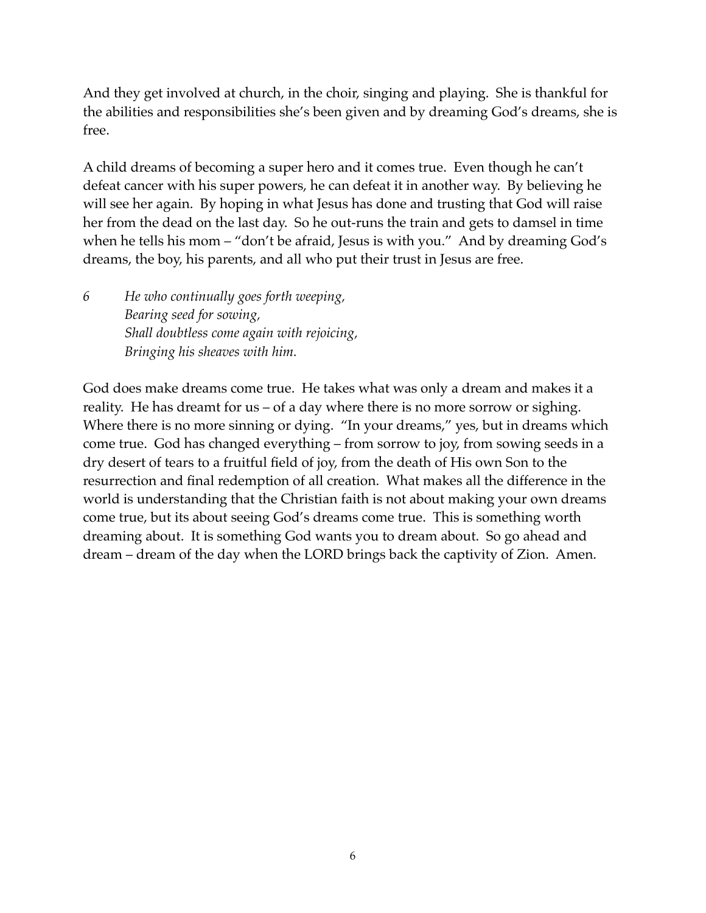And they get involved at church, in the choir, singing and playing. She is thankful for the abilities and responsibilities she's been given and by dreaming God's dreams, she is free.

A child dreams of becoming a super hero and it comes true. Even though he can't defeat cancer with his super powers, he can defeat it in another way. By believing he will see her again. By hoping in what Jesus has done and trusting that God will raise her from the dead on the last day. So he out-runs the train and gets to damsel in time when he tells his mom – "don't be afraid, Jesus is with you." And by dreaming God's dreams, the boy, his parents, and all who put their trust in Jesus are free.

*6 He who continually goes forth weeping,*
*Bearing seed for sowing,*
*Shall doubtless come again with rejoicing,*
*Bringing his sheaves with him.*

God does make dreams come true. He takes what was only a dream and makes it a reality. He has dreamt for us – of a day where there is no more sorrow or sighing. Where there is no more sinning or dying. "In your dreams," yes, but in dreams which come true. God has changed everything – from sorrow to joy, from sowing seeds in a dry desert of tears to a fruitful field of joy, from the death of His own Son to the resurrection and final redemption of all creation. What makes all the difference in the world is understanding that the Christian faith is not about making your own dreams come true, but its about seeing God's dreams come true. This is something worth dreaming about. It is something God wants you to dream about. So go ahead and dream – dream of the day when the LORD brings back the captivity of Zion. Amen.